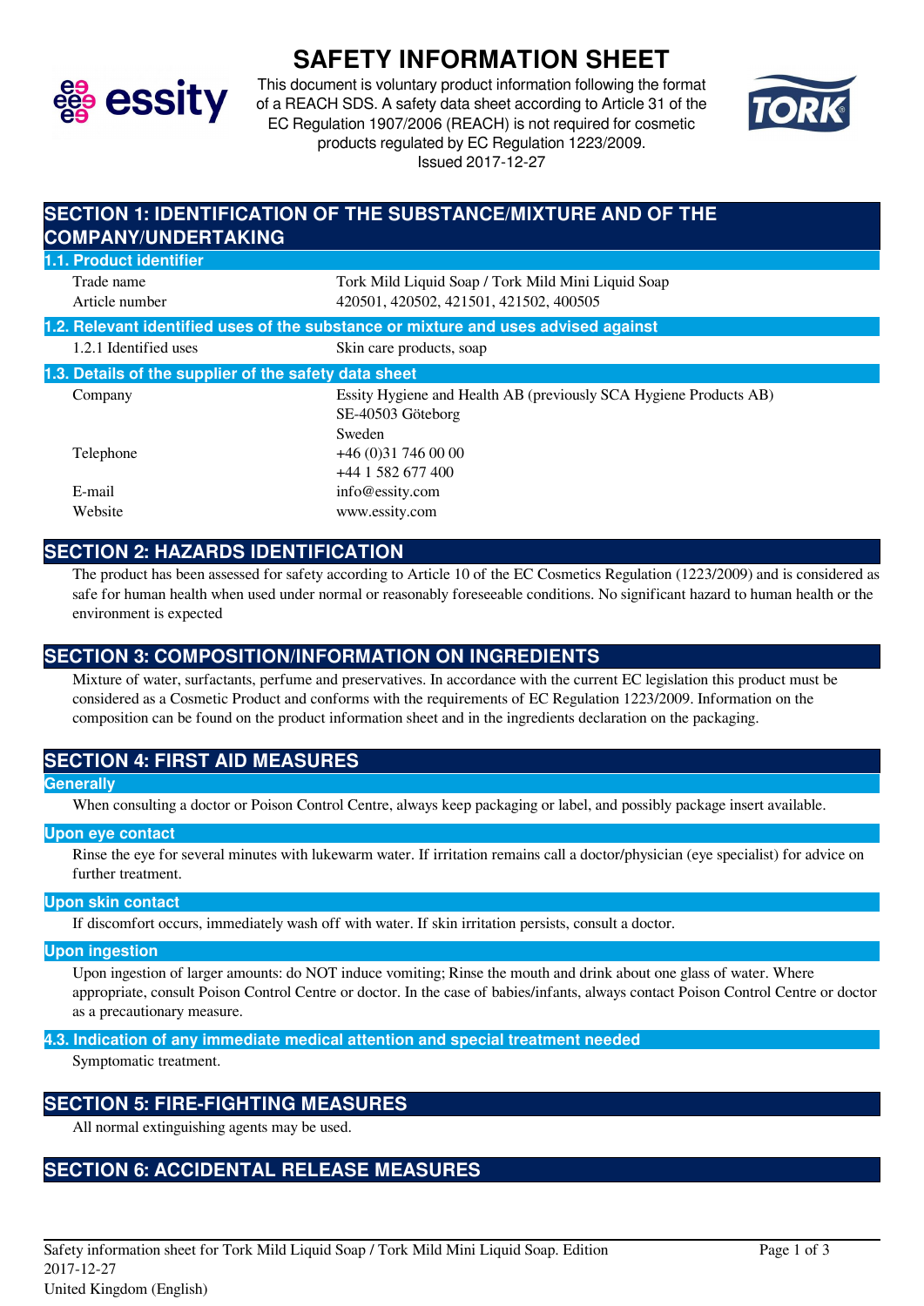# SAFETY INFORMATION SHEET

This document is voluntary product information following the format of a REACH SDS. A safety data sheet according to Article 31 of the EC Regulation 1907/2006 (REACH) is not required for cosmetic products regulated by EC Regulation 1223/2009.
Issued 2017-12-27

## SECTION 1: IDENTIFICATION OF THE SUBSTANCE/MIXTURE AND OF THE COMPANY/UNDERTAKING

### 1.1. Product identifier

| | |
|---|---|
| Trade name | Tork Mild Liquid Soap / Tork Mild Mini Liquid Soap |
| Article number | 420501, 420502, 421501, 421502, 400505 |

### 1.2. Relevant identified uses of the substance or mixture and uses advised against

| | |
|---|---|
| 1.2.1 Identified uses | Skin care products, soap |

### 1.3. Details of the supplier of the safety data sheet

| | |
|---|---|
| Company | Essity Hygiene and Health AB (previously SCA Hygiene Products AB)<br>SE-40503 Göteborg<br>Sweden |
| Telephone | +46 (0)31 746 00 00<br>+44 1 582 677 400 |
| E-mail | info@essity.com |
| Website | www.essity.com |

## SECTION 2: HAZARDS IDENTIFICATION

The product has been assessed for safety according to Article 10 of the EC Cosmetics Regulation (1223/2009) and is considered as safe for human health when used under normal or reasonably foreseeable conditions. No significant hazard to human health or the environment is expected

## SECTION 3: COMPOSITION/INFORMATION ON INGREDIENTS

Mixture of water, surfactants, perfume and preservatives. In accordance with the current EC legislation this product must be considered as a Cosmetic Product and conforms with the requirements of EC Regulation 1223/2009. Information on the composition can be found on the product information sheet and in the ingredients declaration on the packaging.

## SECTION 4: FIRST AID MEASURES

### Generally

When consulting a doctor or Poison Control Centre, always keep packaging or label, and possibly package insert available.

### Upon eye contact

Rinse the eye for several minutes with lukewarm water. If irritation remains call a doctor/physician (eye specialist) for advice on further treatment.

### Upon skin contact

If discomfort occurs, immediately wash off with water. If skin irritation persists, consult a doctor.

### Upon ingestion

Upon ingestion of larger amounts: do NOT induce vomiting; Rinse the mouth and drink about one glass of water. Where appropriate, consult Poison Control Centre or doctor. In the case of babies/infants, always contact Poison Control Centre or doctor as a precautionary measure.

### 4.3. Indication of any immediate medical attention and special treatment needed

Symptomatic treatment.

## SECTION 5: FIRE-FIGHTING MEASURES

All normal extinguishing agents may be used.

## SECTION 6: ACCIDENTAL RELEASE MEASURES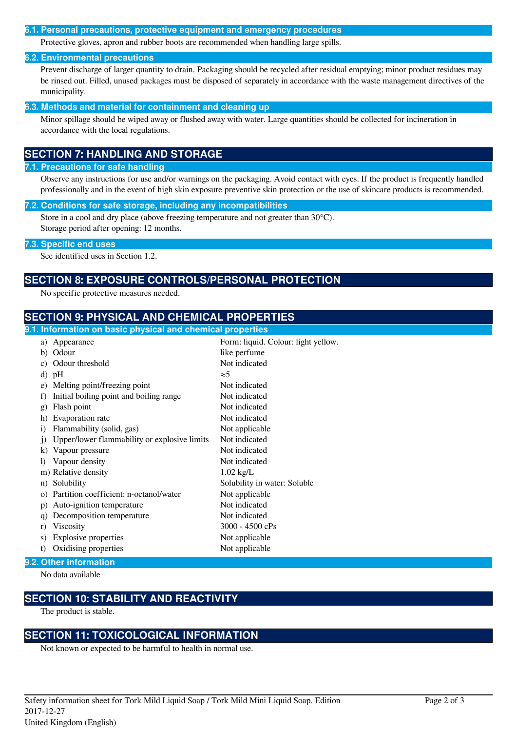### 6.1. Personal precautions, protective equipment and emergency procedures

Protective gloves, apron and rubber boots are recommended when handling large spills.

### 6.2. Environmental precautions

Prevent discharge of larger quantity to drain. Packaging should be recycled after residual emptying; minor product residues may be rinsed out. Filled, unused packages must be disposed of separately in accordance with the waste management directives of the municipality.

### 6.3. Methods and material for containment and cleaning up

Minor spillage should be wiped away or flushed away with water. Large quantities should be collected for incineration in accordance with the local regulations.

## SECTION 7: HANDLING AND STORAGE

### 7.1. Precautions for safe handling

Observe any instructions for use and/or warnings on the packaging. Avoid contact with eyes. If the product is frequently handled professionally and in the event of high skin exposure preventive skin protection or the use of skincare products is recommended.

### 7.2. Conditions for safe storage, including any incompatibilities

Store in a cool and dry place (above freezing temperature and not greater than 30°C).
Storage period after opening: 12 months.

### 7.3. Specific end uses

See identified uses in Section 1.2.

## SECTION 8: EXPOSURE CONTROLS/PERSONAL PROTECTION

No specific protective measures needed.

## SECTION 9: PHYSICAL AND CHEMICAL PROPERTIES

### 9.1. Information on basic physical and chemical properties

| Property | Value |
|---|---|
| a) Appearance | Form: liquid. Colour: light yellow. |
| b) Odour | like perfume |
| c) Odour threshold | Not indicated |
| d) pH | ≈5 |
| e) Melting point/freezing point | Not indicated |
| f) Initial boiling point and boiling range | Not indicated |
| g) Flash point | Not indicated |
| h) Evaporation rate | Not indicated |
| i) Flammability (solid, gas) | Not applicable |
| j) Upper/lower flammability or explosive limits | Not indicated |
| k) Vapour pressure | Not indicated |
| l) Vapour density | Not indicated |
| m) Relative density | 1.02 kg/L |
| n) Solubility | Solubility in water: Soluble |
| o) Partition coefficient: n-octanol/water | Not applicable |
| p) Auto-ignition temperature | Not indicated |
| q) Decomposition temperature | Not indicated |
| r) Viscosity | 3000 - 4500 cPs |
| s) Explosive properties | Not applicable |
| t) Oxidising properties | Not applicable |

### 9.2. Other information

No data available

## SECTION 10: STABILITY AND REACTIVITY

The product is stable.

## SECTION 11: TOXICOLOGICAL INFORMATION

Not known or expected to be harmful to health in normal use.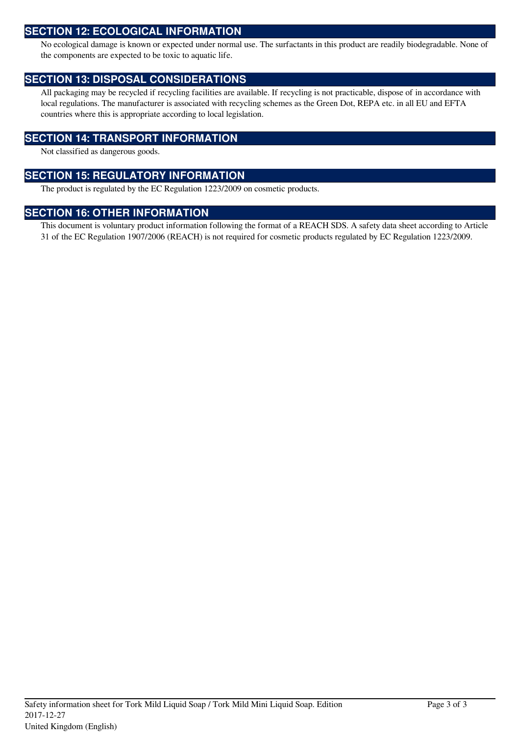## SECTION 12: ECOLOGICAL INFORMATION

No ecological damage is known or expected under normal use. The surfactants in this product are readily biodegradable. None of the components are expected to be toxic to aquatic life.

## SECTION 13: DISPOSAL CONSIDERATIONS

All packaging may be recycled if recycling facilities are available. If recycling is not practicable, dispose of in accordance with local regulations. The manufacturer is associated with recycling schemes as the Green Dot, REPA etc. in all EU and EFTA countries where this is appropriate according to local legislation.

## SECTION 14: TRANSPORT INFORMATION

Not classified as dangerous goods.

## SECTION 15: REGULATORY INFORMATION

The product is regulated by the EC Regulation 1223/2009 on cosmetic products.

## SECTION 16: OTHER INFORMATION

This document is voluntary product information following the format of a REACH SDS. A safety data sheet according to Article 31 of the EC Regulation 1907/2006 (REACH) is not required for cosmetic products regulated by EC Regulation 1223/2009.